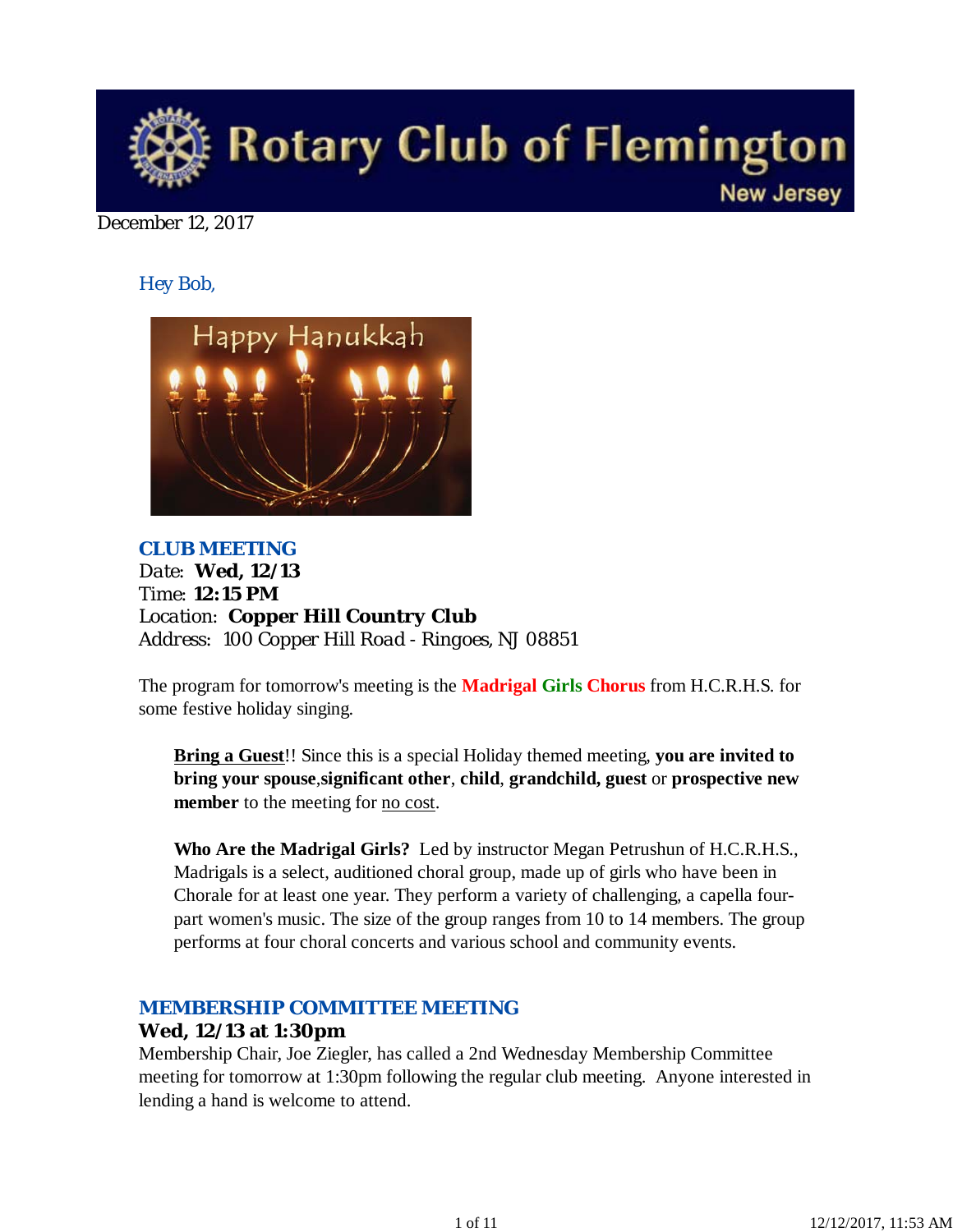# Rotary Club of Flemington

New Jersey

December 12, 2017

Hey Bob,

Happy Hanukkah

### CLUB MEETING

Date: **Wed, 12/13**
Time: **12:15 PM**
Location: **Copper Hill Country Club**
Address: 100 Copper Hill Road - Ringoes, NJ 08851

The program for tomorrow's meeting is the **Madrigal Girls Chorus** from H.C.R.H.S. for some festive holiday singing.

> **Bring a Guest**!! Since this is a special Holiday themed meeting, **you are invited to bring your spouse**,**significant other**, **child**, **grandchild, guest** or **prospective new member** to the meeting for no cost.
>
> **Who Are the Madrigal Girls?** Led by instructor Megan Petrushun of H.C.R.H.S., Madrigals is a select, auditioned choral group, made up of girls who have been in Chorale for at least one year. They perform a variety of challenging, a capella four-part women's music. The size of the group ranges from 10 to 14 members. The group performs at four choral concerts and various school and community events.

### MEMBERSHIP COMMITTEE MEETING

**Wed, 12/13 at 1:30pm**

Membership Chair, Joe Ziegler, has called a 2nd Wednesday Membership Committee meeting for tomorrow at 1:30pm following the regular club meeting. Anyone interested in lending a hand is welcome to attend.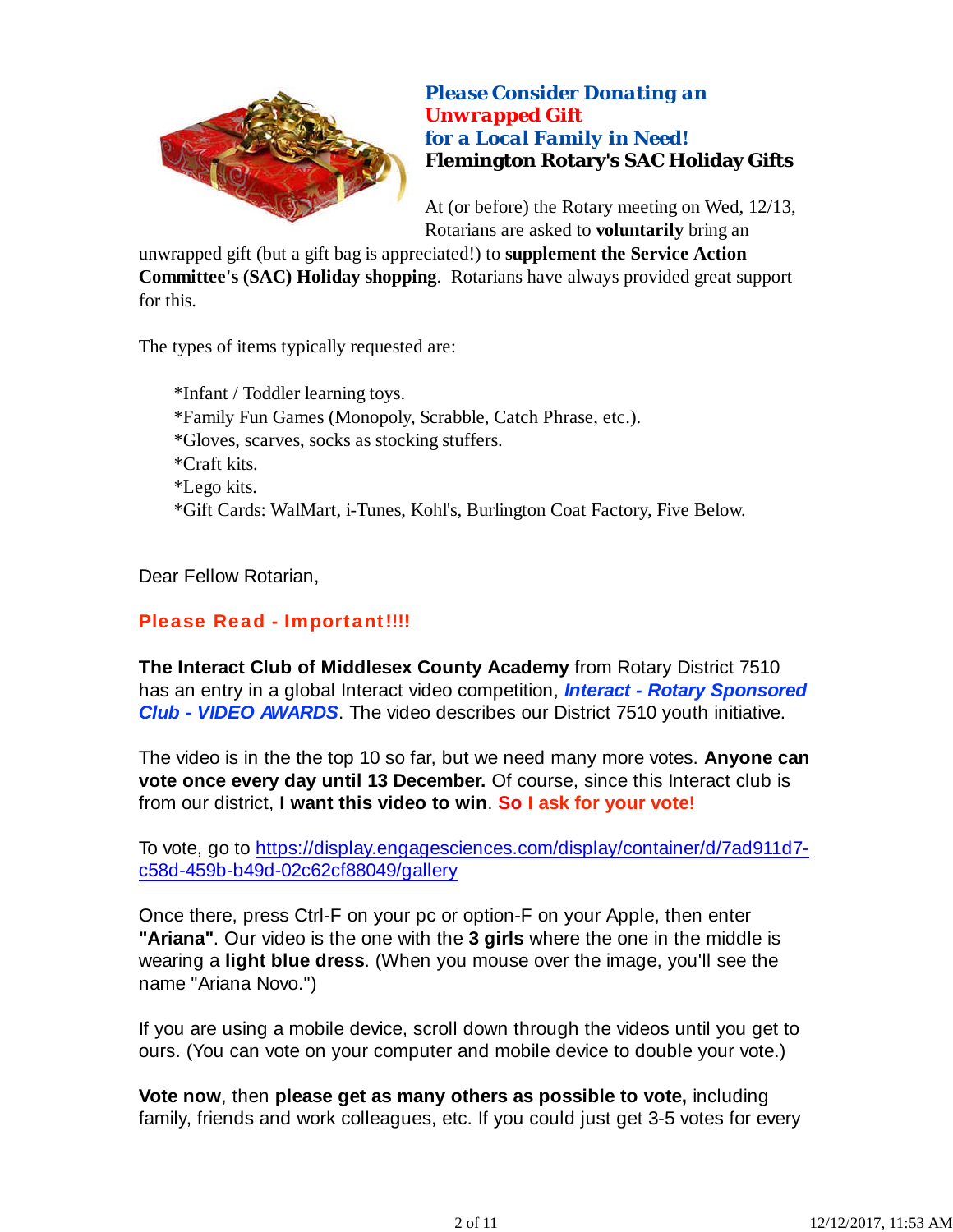### *Please Consider Donating an* *Unwrapped Gift* *for a Local Family in Need!*
### Flemington Rotary's SAC Holiday Gifts

At (or before) the Rotary meeting on Wed, 12/13, Rotarians are asked to **voluntarily** bring an unwrapped gift (but a gift bag is appreciated!) to **supplement the Service Action Committee's (SAC) Holiday shopping**. Rotarians have always provided great support for this.

The types of items typically requested are:

*Infant / Toddler learning toys.
*Family Fun Games (Monopoly, Scrabble, Catch Phrase, etc.).
*Gloves, scarves, socks as stocking stuffers.
*Craft kits.
*Lego kits.
*Gift Cards: WalMart, i-Tunes, Kohl's, Burlington Coat Factory, Five Below.

Dear Fellow Rotarian,

**Please Read - Important!!!!**

**The Interact Club of Middlesex County Academy** from Rotary District 7510 has an entry in a global Interact video competition, ***Interact - Rotary Sponsored Club - VIDEO AWARDS***. The video describes our District 7510 youth initiative.

The video is in the the top 10 so far, but we need many more votes. **Anyone can vote once every day until 13 December.** Of course, since this Interact club is from our district, **I want this video to win**. **So I ask for your vote!**

To vote, go to https://display.engagesciences.com/display/container/d/7ad911d7-c58d-459b-b49d-02c62cf88049/gallery

Once there, press Ctrl-F on your pc or option-F on your Apple, then enter **"Ariana"**. Our video is the one with the **3 girls** where the one in the middle is wearing a **light blue dress**. (When you mouse over the image, you'll see the name "Ariana Novo.")

If you are using a mobile device, scroll down through the videos until you get to ours. (You can vote on your computer and mobile device to double your vote.)

**Vote now**, then **please get as many others as possible to vote,** including family, friends and work colleagues, etc. If you could just get 3-5 votes for every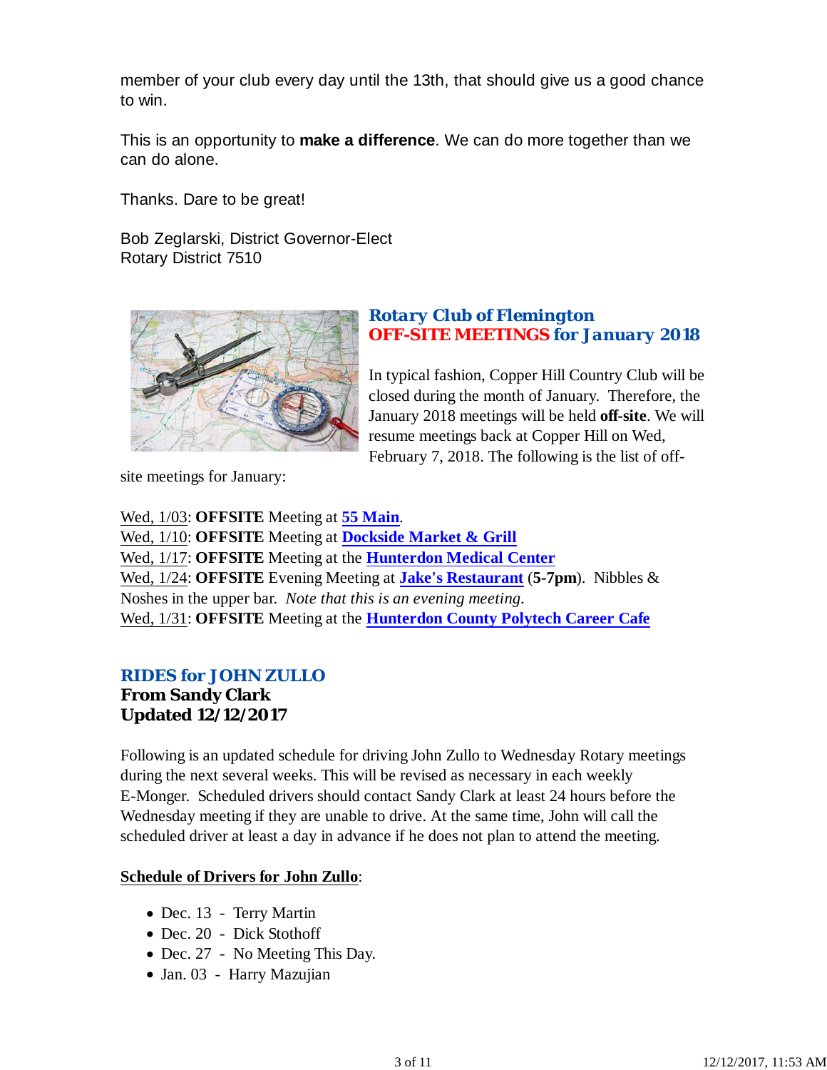member of your club every day until the 13th, that should give us a good chance to win.

This is an opportunity to **make a difference**. We can do more together than we can do alone.

Thanks. Dare to be great!

Bob Zeglarski, District Governor-Elect
Rotary District 7510

## *Rotary Club of Flemington* OFF-SITE MEETINGS *for January 2018*

In typical fashion, Copper Hill Country Club will be closed during the month of January. Therefore, the January 2018 meetings will be held **off-site**. We will resume meetings back at Copper Hill on Wed, February 7, 2018. The following is the list of off-site meetings for January:

Wed, 1/03: **OFFSITE** Meeting at **55 Main**.
Wed, 1/10: **OFFSITE** Meeting at **Dockside Market & Grill**
Wed, 1/17: **OFFSITE** Meeting at the **Hunterdon Medical Center**
Wed, 1/24: **OFFSITE** Evening Meeting at **Jake's Restaurant** (**5-7pm**). Nibbles & Noshes in the upper bar. *Note that this is an evening meeting.*
Wed, 1/31: **OFFSITE** Meeting at the **Hunterdon County Polytech Career Cafe**

## RIDES for JOHN ZULLO

**From Sandy Clark**
**Updated 12/12/2017**

Following is an updated schedule for driving John Zullo to Wednesday Rotary meetings during the next several weeks. This will be revised as necessary in each weekly E-Monger. Scheduled drivers should contact Sandy Clark at least 24 hours before the Wednesday meeting if they are unable to drive. At the same time, John will call the scheduled driver at least a day in advance if he does not plan to attend the meeting.

**Schedule of Drivers for John Zullo**:

- Dec. 13 - Terry Martin
- Dec. 20 - Dick Stothoff
- Dec. 27 - No Meeting This Day.
- Jan. 03 - Harry Mazujian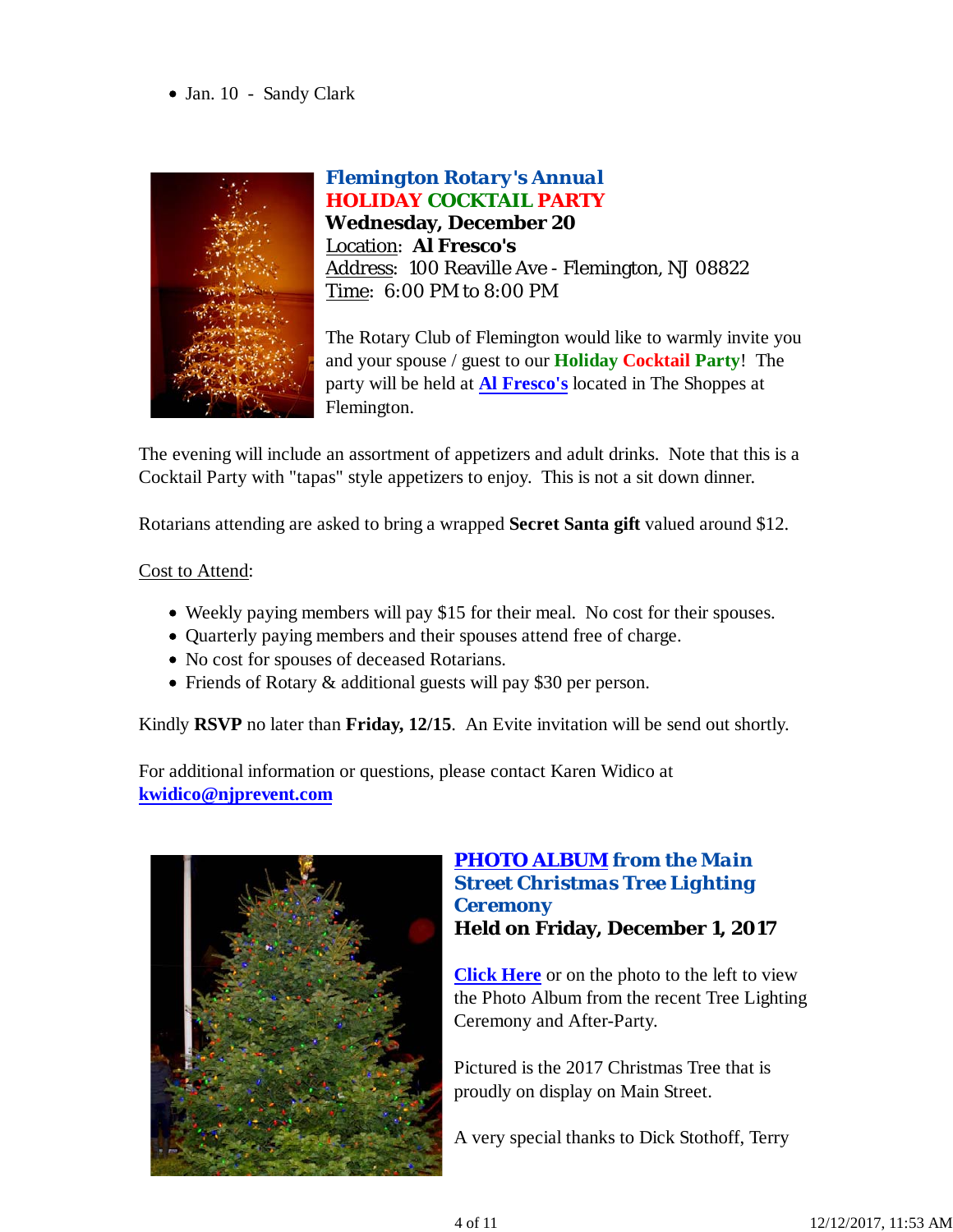- Jan. 10  -  Sandy Clark

### Flemington Rotary's Annual
### HOLIDAY COCKTAIL PARTY

**Wednesday, December 20**
Location: **Al Fresco's**
Address: 100 Reaville Ave - Flemington, NJ 08822
Time: 6:00 PM to 8:00 PM

The Rotary Club of Flemington would like to warmly invite you and your spouse / guest to our **Holiday Cocktail Party**! The party will be held at **Al Fresco's** located in The Shoppes at Flemington.

The evening will include an assortment of appetizers and adult drinks. Note that this is a Cocktail Party with "tapas" style appetizers to enjoy. This is not a sit down dinner.

Rotarians attending are asked to bring a wrapped **Secret Santa gift** valued around $12.

Cost to Attend:

- Weekly paying members will pay $15 for their meal. No cost for their spouses.
- Quarterly paying members and their spouses attend free of charge.
- No cost for spouses of deceased Rotarians.
- Friends of Rotary & additional guests will pay $30 per person.

Kindly **RSVP** no later than **Friday, 12/15**. An Evite invitation will be send out shortly.

For additional information or questions, please contact Karen Widico at **kwidico@njprevent.com**

### PHOTO ALBUM from the Main Street Christmas Tree Lighting Ceremony

**Held on Friday, December 1, 2017**

**Click Here** or on the photo to the left to view the Photo Album from the recent Tree Lighting Ceremony and After-Party.

Pictured is the 2017 Christmas Tree that is proudly on display on Main Street.

A very special thanks to Dick Stothoff, Terry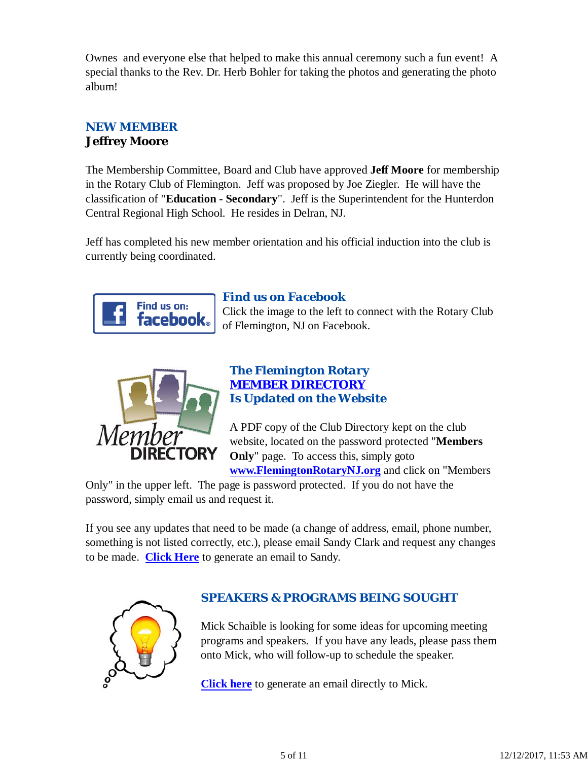Ownes and everyone else that helped to make this annual ceremony such a fun event! A special thanks to the Rev. Dr. Herb Bohler for taking the photos and generating the photo album!

## NEW MEMBER
### Jeffrey Moore

The Membership Committee, Board and Club have approved **Jeff Moore** for membership in the Rotary Club of Flemington. Jeff was proposed by Joe Ziegler. He will have the classification of "**Education - Secondary**". Jeff is the Superintendent for the Hunterdon Central Regional High School. He resides in Delran, NJ.

Jeff has completed his new member orientation and his official induction into the club is currently being coordinated.

## *Find us on Facebook*

Click the image to the left to connect with the Rotary Club of Flemington, NJ on Facebook.

## *The Flemington Rotary MEMBER DIRECTORY Is Updated on the Website*

A PDF copy of the Club Directory kept on the club website, located on the password protected "**Members Only**" page. To access this, simply goto **www.FlemingtonRotaryNJ.org** and click on "Members Only" in the upper left. The page is password protected. If you do not have the password, simply email us and request it.

If you see any updates that need to be made (a change of address, email, phone number, something is not listed correctly, etc.), please email Sandy Clark and request any changes to be made. **Click Here** to generate an email to Sandy.

## SPEAKERS & PROGRAMS BEING SOUGHT

Mick Schaible is looking for some ideas for upcoming meeting programs and speakers. If you have any leads, please pass them onto Mick, who will follow-up to schedule the speaker.

**Click here** to generate an email directly to Mick.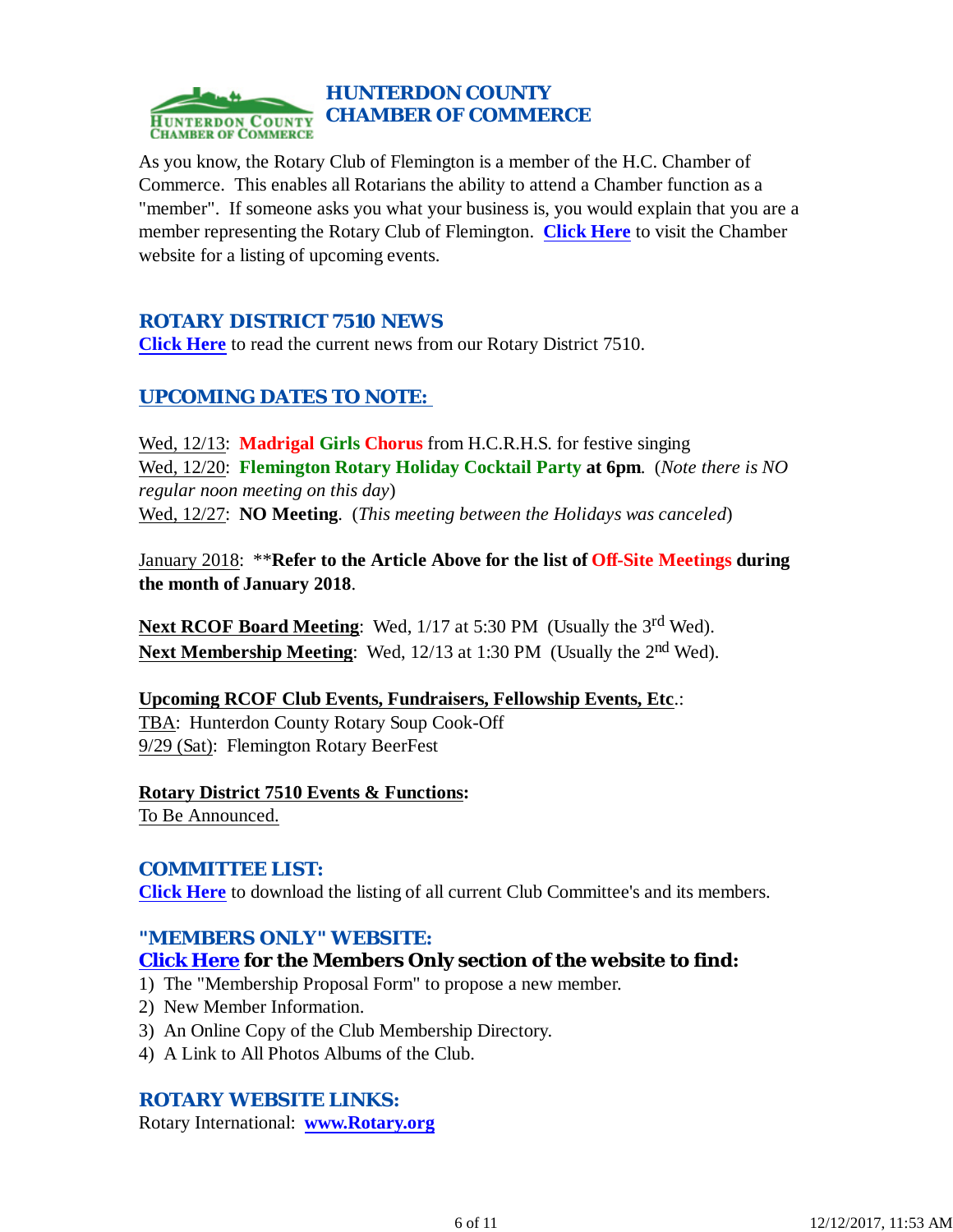## HUNTERDON COUNTY CHAMBER OF COMMERCE

As you know, the Rotary Club of Flemington is a member of the H.C. Chamber of Commerce. This enables all Rotarians the ability to attend a Chamber function as a "member". If someone asks you what your business is, you would explain that you are a member representing the Rotary Club of Flemington. **Click Here** to visit the Chamber website for a listing of upcoming events.

## ROTARY DISTRICT 7510 NEWS

**Click Here** to read the current news from our Rotary District 7510.

## UPCOMING DATES TO NOTE:

Wed, 12/13: **Madrigal Girls Chorus** from H.C.R.H.S. for festive singing
Wed, 12/20: **Flemington Rotary Holiday Cocktail Party at 6pm**. (*Note there is NO regular noon meeting on this day*)
Wed, 12/27: **NO Meeting**. (*This meeting between the Holidays was canceled*)

January 2018: ****Refer to the Article Above for the list of Off-Site Meetings during the month of January 2018**.

**Next RCOF Board Meeting**: Wed, 1/17 at 5:30 PM (Usually the 3rd Wed).
**Next Membership Meeting**: Wed, 12/13 at 1:30 PM (Usually the 2nd Wed).

**Upcoming RCOF Club Events, Fundraisers, Fellowship Events, Etc**.:
TBA: Hunterdon County Rotary Soup Cook-Off
9/29 (Sat): Flemington Rotary BeerFest

**Rotary District 7510 Events & Functions:**
To Be Announced.

## COMMITTEE LIST:

**Click Here** to download the listing of all current Club Committee's and its members.

## "MEMBERS ONLY" WEBSITE:

**Click Here for the Members Only section of the website to find:**

1) The "Membership Proposal Form" to propose a new member.
2) New Member Information.
3) An Online Copy of the Club Membership Directory.
4) A Link to All Photos Albums of the Club.

## ROTARY WEBSITE LINKS:

Rotary International: **www.Rotary.org**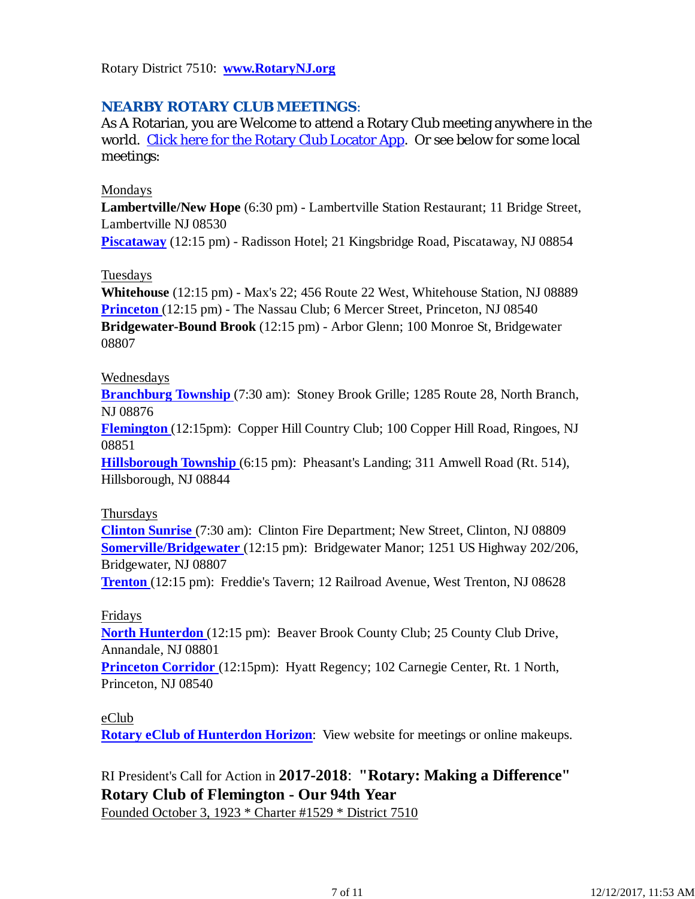Rotary District 7510: **www.RotaryNJ.org**

## **NEARBY ROTARY CLUB MEETINGS**:

As A Rotarian, you are Welcome to attend a Rotary Club meeting anywhere in the world. Click here for the Rotary Club Locator App. Or see below for some local meetings:

Mondays

**Lambertville/New Hope** (6:30 pm) - Lambertville Station Restaurant; 11 Bridge Street, Lambertville NJ 08530

**Piscataway** (12:15 pm) - Radisson Hotel; 21 Kingsbridge Road, Piscataway, NJ 08854

Tuesdays

**Whitehouse** (12:15 pm) - Max's 22; 456 Route 22 West, Whitehouse Station, NJ 08889

**Princeton** (12:15 pm) - The Nassau Club; 6 Mercer Street, Princeton, NJ 08540

**Bridgewater-Bound Brook** (12:15 pm) - Arbor Glenn; 100 Monroe St, Bridgewater 08807

Wednesdays

**Branchburg Township** (7:30 am): Stoney Brook Grille; 1285 Route 28, North Branch, NJ 08876

**Flemington** (12:15pm): Copper Hill Country Club; 100 Copper Hill Road, Ringoes, NJ 08851

**Hillsborough Township** (6:15 pm): Pheasant's Landing; 311 Amwell Road (Rt. 514), Hillsborough, NJ 08844

Thursdays

**Clinton Sunrise** (7:30 am): Clinton Fire Department; New Street, Clinton, NJ 08809

**Somerville/Bridgewater** (12:15 pm): Bridgewater Manor; 1251 US Highway 202/206, Bridgewater, NJ 08807

**Trenton** (12:15 pm): Freddie's Tavern; 12 Railroad Avenue, West Trenton, NJ 08628

Fridays

**North Hunterdon** (12:15 pm): Beaver Brook County Club; 25 County Club Drive, Annandale, NJ 08801

**Princeton Corridor** (12:15pm): Hyatt Regency; 102 Carnegie Center, Rt. 1 North, Princeton, NJ 08540

eClub

**Rotary eClub of Hunterdon Horizon**: View website for meetings or online makeups.

RI President's Call for Action in **2017-2018**: **"Rotary: Making a Difference"**

**Rotary Club of Flemington - Our 94th Year**

Founded October 3, 1923 * Charter #1529 * District 7510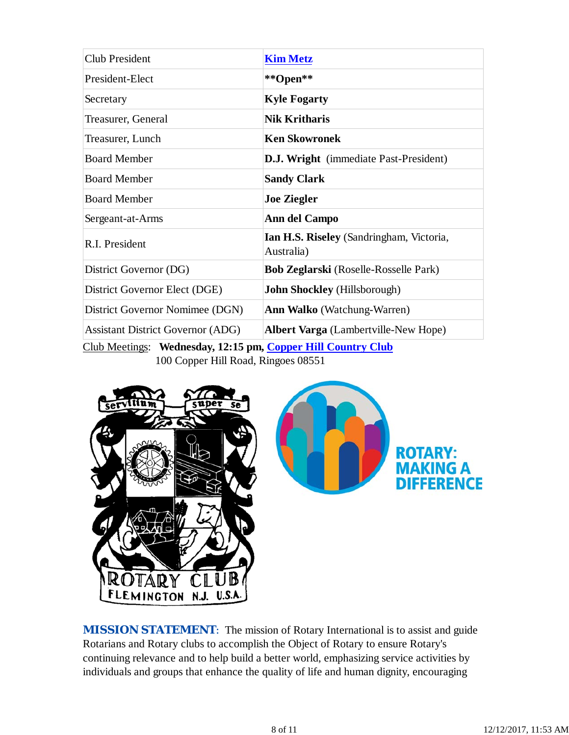| Club President | **Kim Metz** |
| --- | --- |
| President-Elect | ****Open**** |
| Secretary | **Kyle Fogarty** |
| Treasurer, General | **Nik Kritharis** |
| Treasurer, Lunch | **Ken Skowronek** |
| Board Member | **D.J. Wright** (immediate Past-President) |
| Board Member | **Sandy Clark** |
| Board Member | **Joe Ziegler** |
| Sergeant-at-Arms | **Ann del Campo** |
| R.I. President | **Ian H.S. Riseley** (Sandringham, Victoria, Australia) |
| District Governor (DG) | **Bob Zeglarski** (Roselle-Rosselle Park) |
| District Governor Elect (DGE) | **John Shockley** (Hillsborough) |
| District Governor Nominee (DGN) | **Ann Walko** (Watchung-Warren) |
| Assistant District Governor (ADG) | **Albert Varga** (Lambertville-New Hope) |

Club Meetings: **Wednesday, 12:15 pm, Copper Hill Country Club**
100 Copper Hill Road, Ringoes 08551

**MISSION STATEMENT**: The mission of Rotary International is to assist and guide Rotarians and Rotary clubs to accomplish the Object of Rotary to ensure Rotary's continuing relevance and to help build a better world, emphasizing service activities by individuals and groups that enhance the quality of life and human dignity, encouraging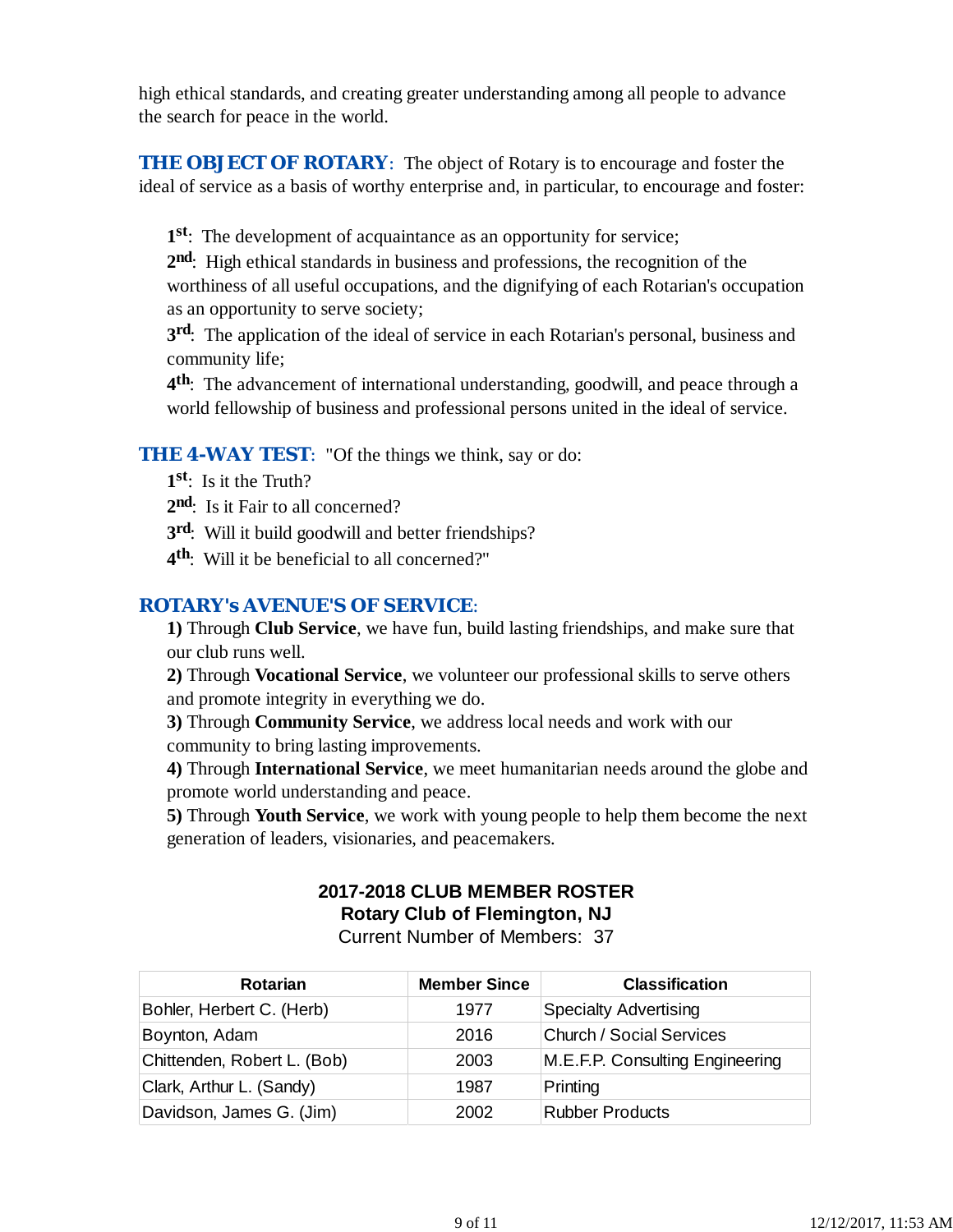high ethical standards, and creating greater understanding among all people to advance the search for peace in the world.

**THE OBJECT OF ROTARY**: The object of Rotary is to encourage and foster the ideal of service as a basis of worthy enterprise and, in particular, to encourage and foster:

> **1st**: The development of acquaintance as an opportunity for service;
> **2nd**: High ethical standards in business and professions, the recognition of the worthiness of all useful occupations, and the dignifying of each Rotarian's occupation as an opportunity to serve society;
> **3rd**: The application of the ideal of service in each Rotarian's personal, business and community life;
> **4th**: The advancement of international understanding, goodwill, and peace through a world fellowship of business and professional persons united in the ideal of service.

**THE 4-WAY TEST**: "Of the things we think, say or do:

> **1st**: Is it the Truth?
> **2nd**: Is it Fair to all concerned?
> **3rd**: Will it build goodwill and better friendships?
> **4th**: Will it be beneficial to all concerned?"

**ROTARY's AVENUE'S OF SERVICE**:

> **1)** Through **Club Service**, we have fun, build lasting friendships, and make sure that our club runs well.
> **2)** Through **Vocational Service**, we volunteer our professional skills to serve others and promote integrity in everything we do.
> **3)** Through **Community Service**, we address local needs and work with our community to bring lasting improvements.
> **4)** Through **International Service**, we meet humanitarian needs around the globe and promote world understanding and peace.
> **5)** Through **Youth Service**, we work with young people to help them become the next generation of leaders, visionaries, and peacemakers.

**2017-2018 CLUB MEMBER ROSTER**
**Rotary Club of Flemington, NJ**
Current Number of Members: 37

| Rotarian | Member Since | Classification |
|---|---|---|
| Bohler, Herbert C. (Herb) | 1977 | Specialty Advertising |
| Boynton, Adam | 2016 | Church / Social Services |
| Chittenden, Robert L. (Bob) | 2003 | M.E.F.P. Consulting Engineering |
| Clark, Arthur L. (Sandy) | 1987 | Printing |
| Davidson, James G. (Jim) | 2002 | Rubber Products |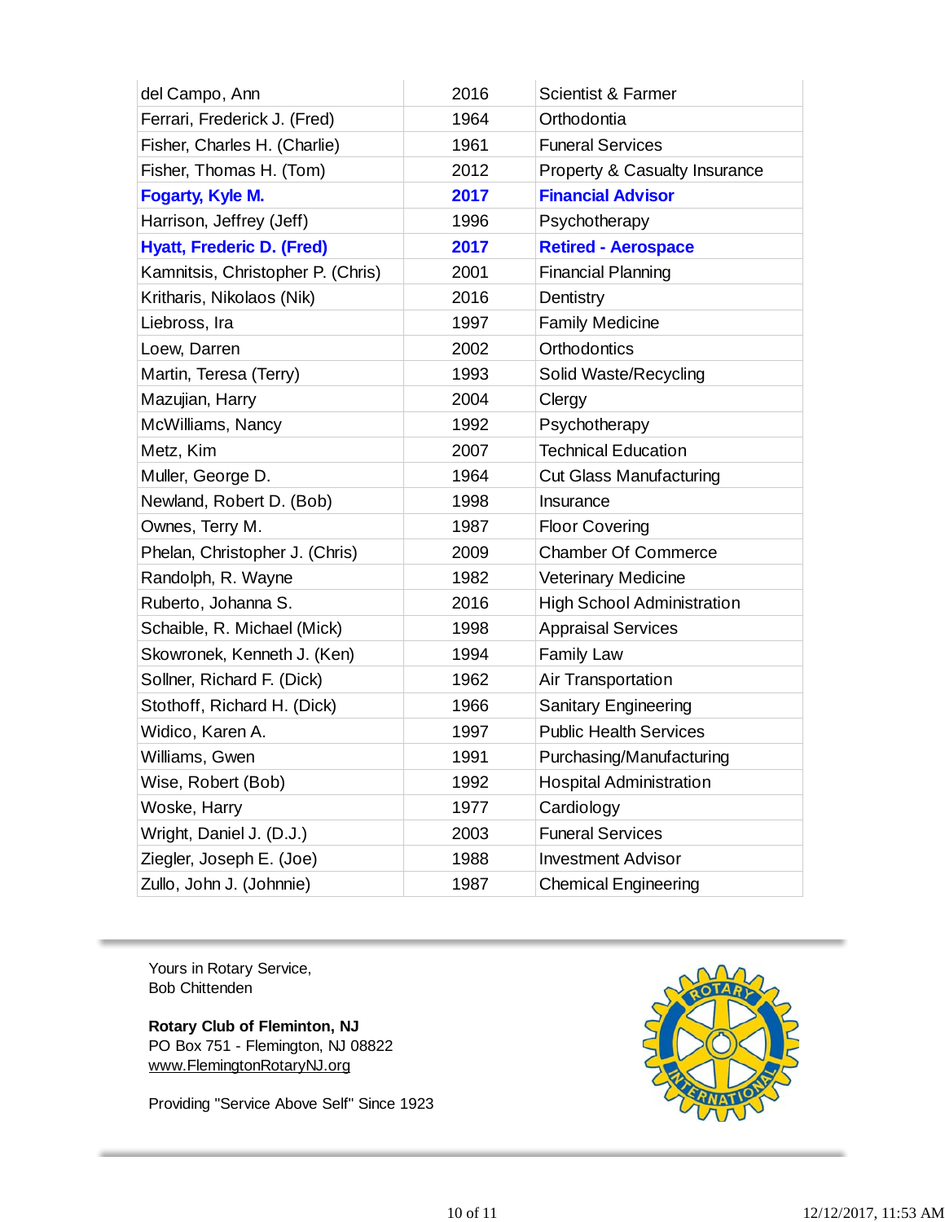| | | |
|---|---|---|
| del Campo, Ann | 2016 | Scientist & Farmer |
| Ferrari, Frederick J. (Fred) | 1964 | Orthodontia |
| Fisher, Charles H. (Charlie) | 1961 | Funeral Services |
| Fisher, Thomas H. (Tom) | 2012 | Property & Casualty Insurance |
| **Fogarty, Kyle M.** | **2017** | **Financial Advisor** |
| Harrison, Jeffrey (Jeff) | 1996 | Psychotherapy |
| **Hyatt, Frederic D. (Fred)** | **2017** | **Retired - Aerospace** |
| Kamnitsis, Christopher P. (Chris) | 2001 | Financial Planning |
| Kritharis, Nikolaos (Nik) | 2016 | Dentistry |
| Liebross, Ira | 1997 | Family Medicine |
| Loew, Darren | 2002 | Orthodontics |
| Martin, Teresa (Terry) | 1993 | Solid Waste/Recycling |
| Mazujian, Harry | 2004 | Clergy |
| McWilliams, Nancy | 1992 | Psychotherapy |
| Metz, Kim | 2007 | Technical Education |
| Muller, George D. | 1964 | Cut Glass Manufacturing |
| Newland, Robert D. (Bob) | 1998 | Insurance |
| Ownes, Terry M. | 1987 | Floor Covering |
| Phelan, Christopher J. (Chris) | 2009 | Chamber Of Commerce |
| Randolph, R. Wayne | 1982 | Veterinary Medicine |
| Ruberto, Johanna S. | 2016 | High School Administration |
| Schaible, R. Michael (Mick) | 1998 | Appraisal Services |
| Skowronek, Kenneth J. (Ken) | 1994 | Family Law |
| Sollner, Richard F. (Dick) | 1962 | Air Transportation |
| Stothoff, Richard H. (Dick) | 1966 | Sanitary Engineering |
| Widico, Karen A. | 1997 | Public Health Services |
| Williams, Gwen | 1991 | Purchasing/Manufacturing |
| Wise, Robert (Bob) | 1992 | Hospital Administration |
| Woske, Harry | 1977 | Cardiology |
| Wright, Daniel J. (D.J.) | 2003 | Funeral Services |
| Ziegler, Joseph E. (Joe) | 1988 | Investment Advisor |
| Zullo, John J. (Johnnie) | 1987 | Chemical Engineering |

Yours in Rotary Service,
Bob Chittenden

**Rotary Club of Fleminton, NJ**
PO Box 751 - Flemington, NJ 08822
www.FlemingtonRotaryNJ.org

Providing "Service Above Self" Since 1923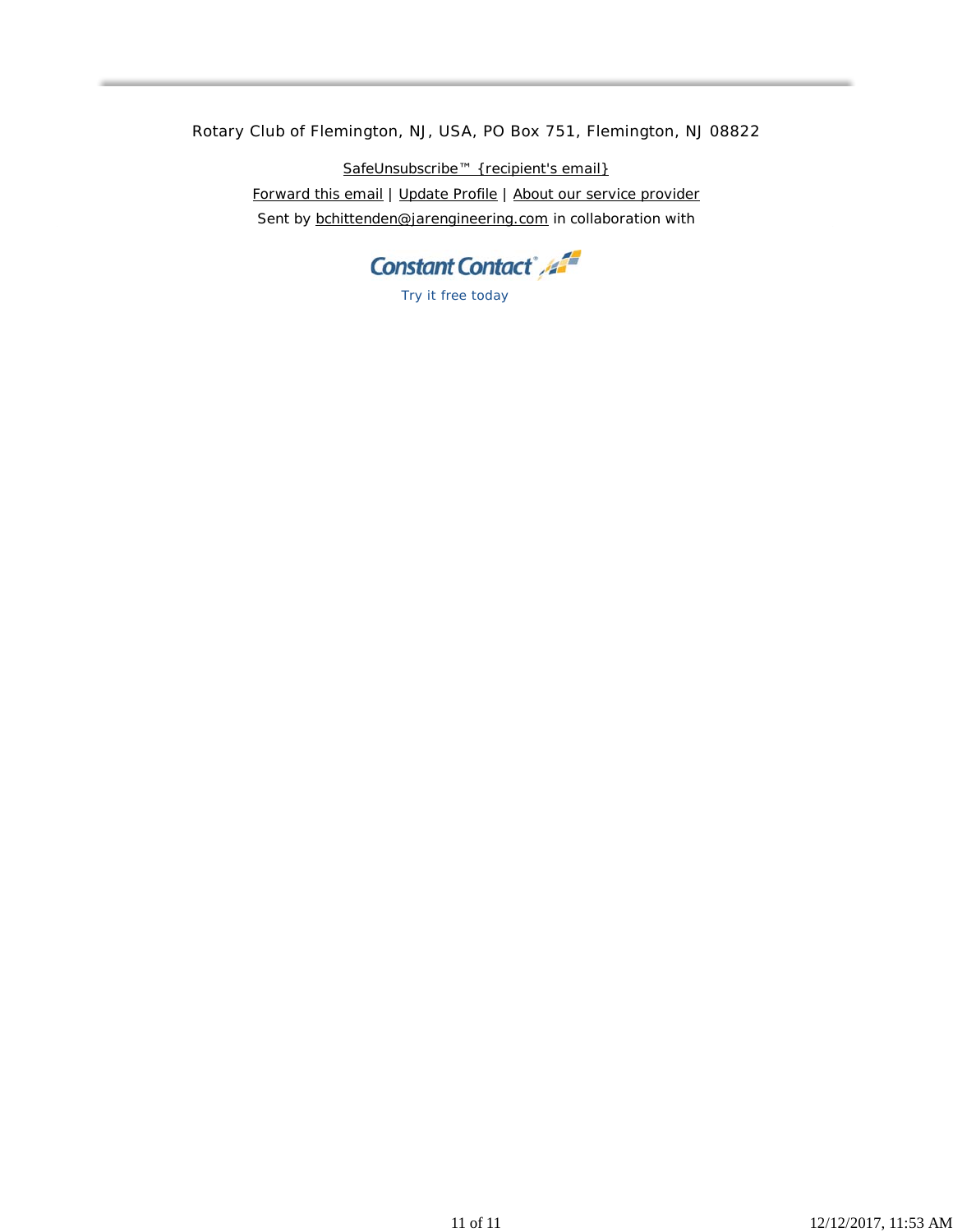Rotary Club of Flemington, NJ, USA, PO Box 751, Flemington, NJ 08822

SafeUnsubscribe™ {recipient's email}

Forward this email | Update Profile | About our service provider

Sent by bchittenden@jarengineering.com in collaboration with

Constant Contact

Try it free today